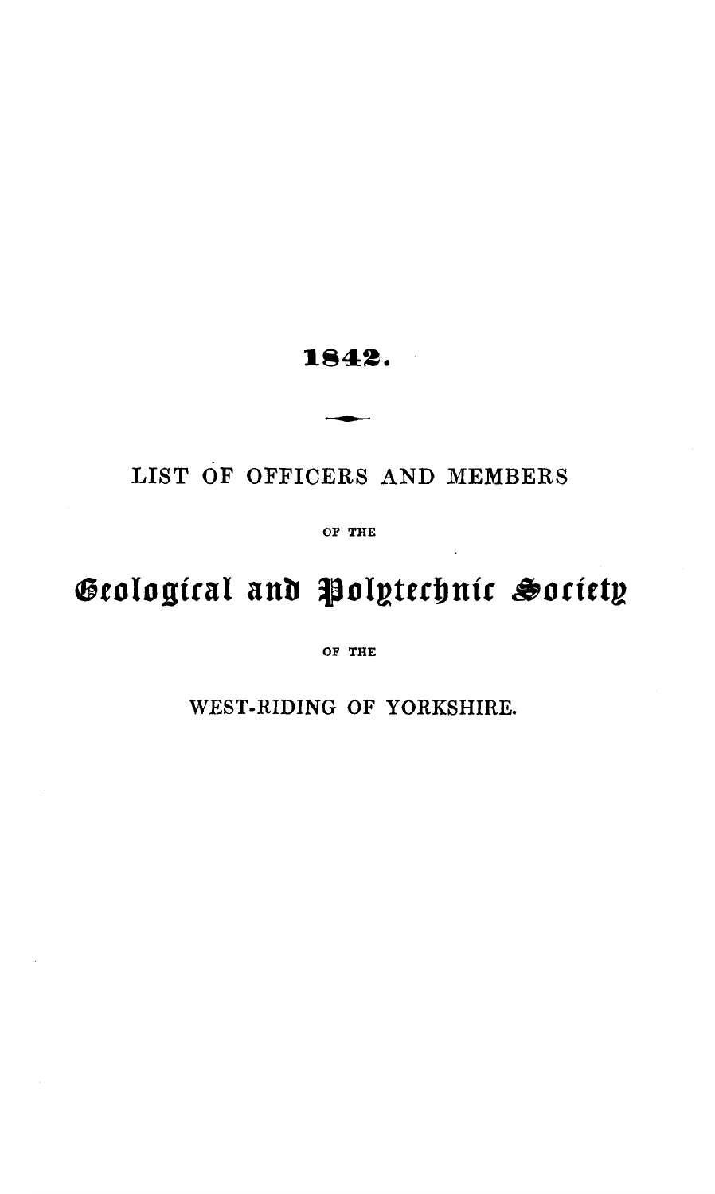1842.

# LIST OF OFFICERS AND MEMBERS

OF THE

# Geological and Polytechnic Society

OF THE

# WEST-RIDING OF YORKSHIRE.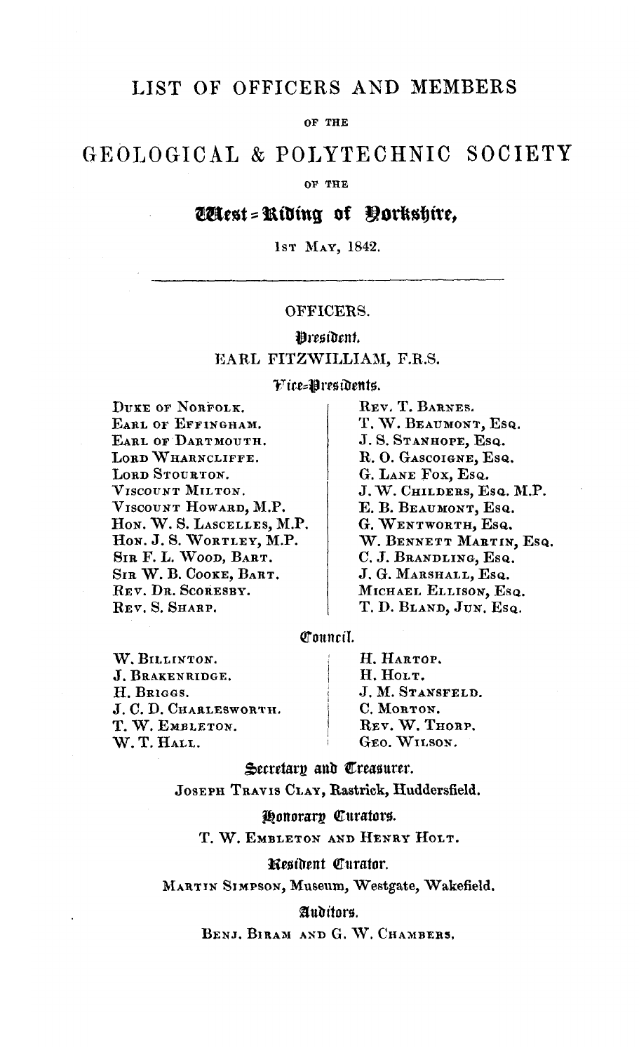# LIST OF OFFICERS AND MEMBERS

OF THE

# GEOLOGICAL & POLYTECHNIC SOCIETY

OF THE

## West-Riding of Yorkshire,

1st May, 1842.

---

## OFFICERS.

### President.

EARL FITZWILLIAM, F.R.S.

### Vice-Presidents.

DUKE OF NORFOLK.
EARL OF EFFINGHAM.
EARL OF DARTMOUTH.
LORD WHARNCLIFFE.
LORD STOURTON.
VISCOUNT MILTON.
VISCOUNT HOWARD, M.P.
HON. W. S. LASCELLES, M.P.
HON. J. S. WORTLEY, M.P.
SIR F. L. WOOD, BART.
SIR W. B. COOKE, BART.
REV. DR. SCORESBY.
REV. S. SHARP.
REV. T. BARNES.
T. W. BEAUMONT, ESQ.
J. S. STANHOPE, ESQ.
R. O. GASCOIGNE, ESQ.
G. LANE FOX, ESQ.
J. W. CHILDERS, ESQ. M.P.
E. B. BEAUMONT, ESQ.
G. WENTWORTH, ESQ.
W. BENNETT MARTIN, ESQ.
C. J. BRANDLING, ESQ.
J. G. MARSHALL, ESQ.
MICHAEL ELLISON, ESQ.
T. D. BLAND, JUN. ESQ.

### Council.

W. BILLINTON.
J. BRAKENRIDGE.
H. BRIGGS.
J. C. D. CHARLESWORTH.
T. W. EMBLETON.
W. T. HALL.
H. HARTOP.
H. HOLT.
J. M. STANSFELD.
C. MORTON.
REV. W. THORP.
GEO. WILSON.

### Secretary and Treasurer.

JOSEPH TRAVIS CLAY, Rastrick, Huddersfield.

### Honorary Curators.

T. W. EMBLETON AND HENRY HOLT.

### Resident Curator.

MARTIN SIMPSON, Museum, Westgate, Wakefield.

### Auditors.

BENJ. BIRAM AND G. W. CHAMBERS.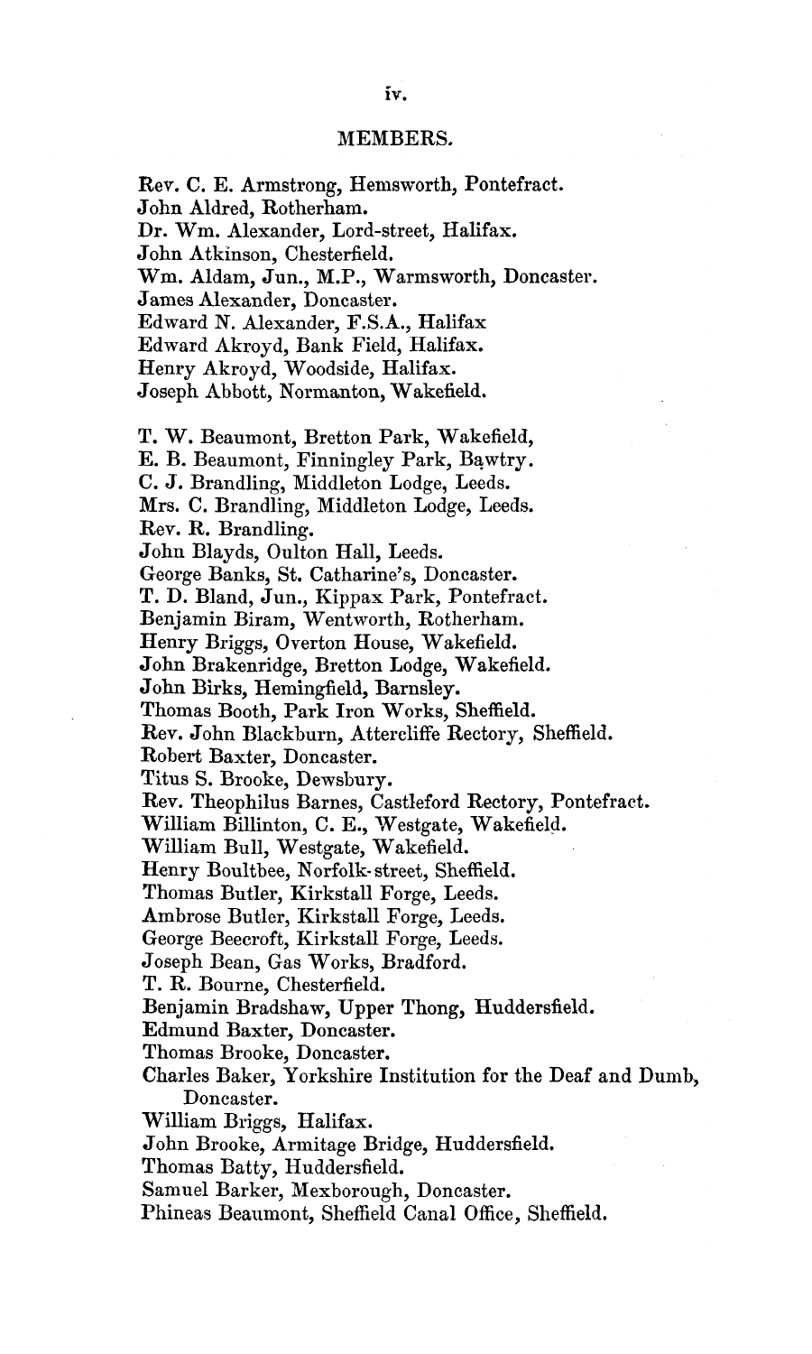## MEMBERS.

Rev. C. E. Armstrong, Hemsworth, Pontefract.
John Aldred, Rotherham.
Dr. Wm. Alexander, Lord-street, Halifax.
John Atkinson, Chesterfield.
Wm. Aldam, Jun., M.P., Warmsworth, Doncaster.
James Alexander, Doncaster.
Edward N. Alexander, F.S.A., Halifax
Edward Akroyd, Bank Field, Halifax.
Henry Akroyd, Woodside, Halifax.
Joseph Abbott, Normanton, Wakefield.

T. W. Beaumont, Bretton Park, Wakefield,
E. B. Beaumont, Finningley Park, Bawtry.
C. J. Brandling, Middleton Lodge, Leeds.
Mrs. C. Brandling, Middleton Lodge, Leeds.
Rev. R. Brandling.
John Blayds, Oulton Hall, Leeds.
George Banks, St. Catharine's, Doncaster.
T. D. Bland, Jun., Kippax Park, Pontefract.
Benjamin Biram, Wentworth, Rotherham.
Henry Briggs, Overton House, Wakefield.
John Brakenridge, Bretton Lodge, Wakefield.
John Birks, Hemingfield, Barnsley.
Thomas Booth, Park Iron Works, Sheffield.
Rev. John Blackburn, Attercliffe Rectory, Sheffield.
Robert Baxter, Doncaster.
Titus S. Brooke, Dewsbury.
Rev. Theophilus Barnes, Castleford Rectory, Pontefract.
William Billinton, C. E., Westgate, Wakefield.
William Bull, Westgate, Wakefield.
Henry Boultbee, Norfolk-street, Sheffield.
Thomas Butler, Kirkstall Forge, Leeds.
Ambrose Butler, Kirkstall Forge, Leeds.
George Beecroft, Kirkstall Forge, Leeds.
Joseph Bean, Gas Works, Bradford.
T. R. Bourne, Chesterfield.
Benjamin Bradshaw, Upper Thong, Huddersfield.
Edmund Baxter, Doncaster.
Thomas Brooke, Doncaster.
Charles Baker, Yorkshire Institution for the Deaf and Dumb, Doncaster.
William Briggs, Halifax.
John Brooke, Armitage Bridge, Huddersfield.
Thomas Batty, Huddersfield.
Samuel Barker, Mexborough, Doncaster.
Phineas Beaumont, Sheffield Canal Office, Sheffield.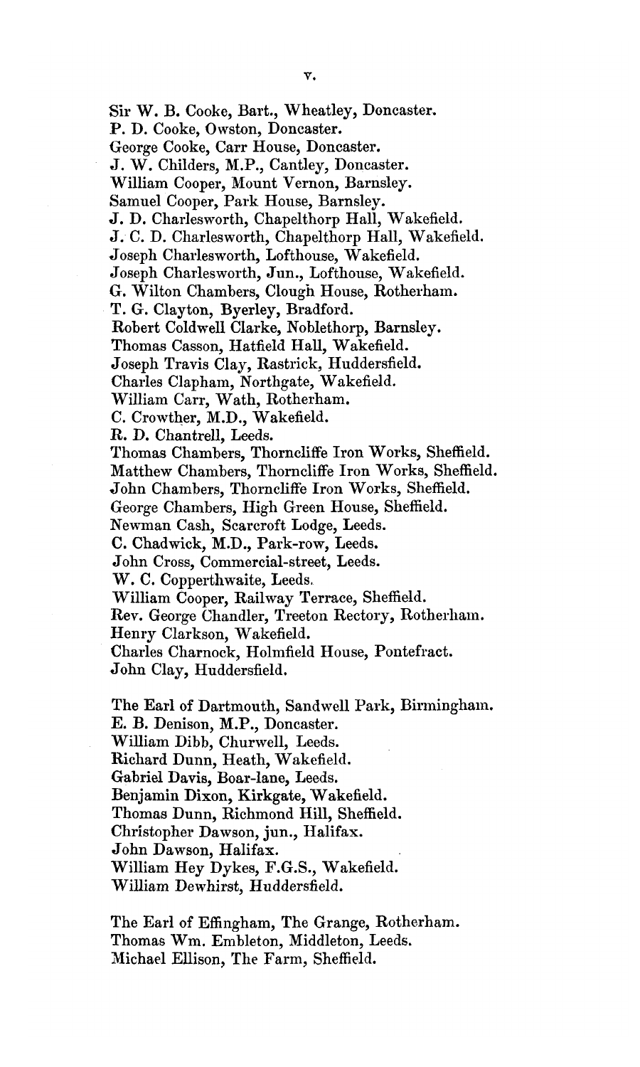Sir W. B. Cooke, Bart., Wheatley, Doncaster.
P. D. Cooke, Owston, Doncaster.
George Cooke, Carr House, Doncaster.
J. W. Childers, M.P., Cantley, Doncaster.
William Cooper, Mount Vernon, Barnsley.
Samuel Cooper, Park House, Barnsley.
J. D. Charlesworth, Chapelthorp Hall, Wakefield.
J. C. D. Charlesworth, Chapelthorp Hall, Wakefield.
Joseph Charlesworth, Lofthouse, Wakefield.
Joseph Charlesworth, Jun., Lofthouse, Wakefield.
G. Wilton Chambers, Clough House, Rotherham.
T. G. Clayton, Byerley, Bradford.
Robert Coldwell Clarke, Noblethorp, Barnsley.
Thomas Casson, Hatfield Hall, Wakefield.
Joseph Travis Clay, Rastrick, Huddersfield.
Charles Clapham, Northgate, Wakefield.
William Carr, Wath, Rotherham.
C. Crowther, M.D., Wakefield.
R. D. Chantrell, Leeds.
Thomas Chambers, Thorncliffe Iron Works, Sheffield.
Matthew Chambers, Thorncliffe Iron Works, Sheffield.
John Chambers, Thorncliffe Iron Works, Sheffield.
George Chambers, High Green House, Sheffield.
Newman Cash, Scarcroft Lodge, Leeds.
C. Chadwick, M.D., Park-row, Leeds.
John Cross, Commercial-street, Leeds.
W. C. Copperthwaite, Leeds.
William Cooper, Railway Terrace, Sheffield.
Rev. George Chandler, Treeton Rectory, Rotherham.
Henry Clarkson, Wakefield.
Charles Charnock, Holmfield House, Pontefract.
John Clay, Huddersfield.

The Earl of Dartmouth, Sandwell Park, Birmingham.
E. B. Denison, M.P., Doncaster.
William Dibb, Churwell, Leeds.
Richard Dunn, Heath, Wakefield.
Gabriel Davis, Boar-lane, Leeds.
Benjamin Dixon, Kirkgate, Wakefield.
Thomas Dunn, Richmond Hill, Sheffield.
Christopher Dawson, jun., Halifax.
John Dawson, Halifax.
William Hey Dykes, F.G.S., Wakefield.
William Dewhirst, Huddersfield.

The Earl of Effingham, The Grange, Rotherham.
Thomas Wm. Embleton, Middleton, Leeds.
Michael Ellison, The Farm, Sheffield.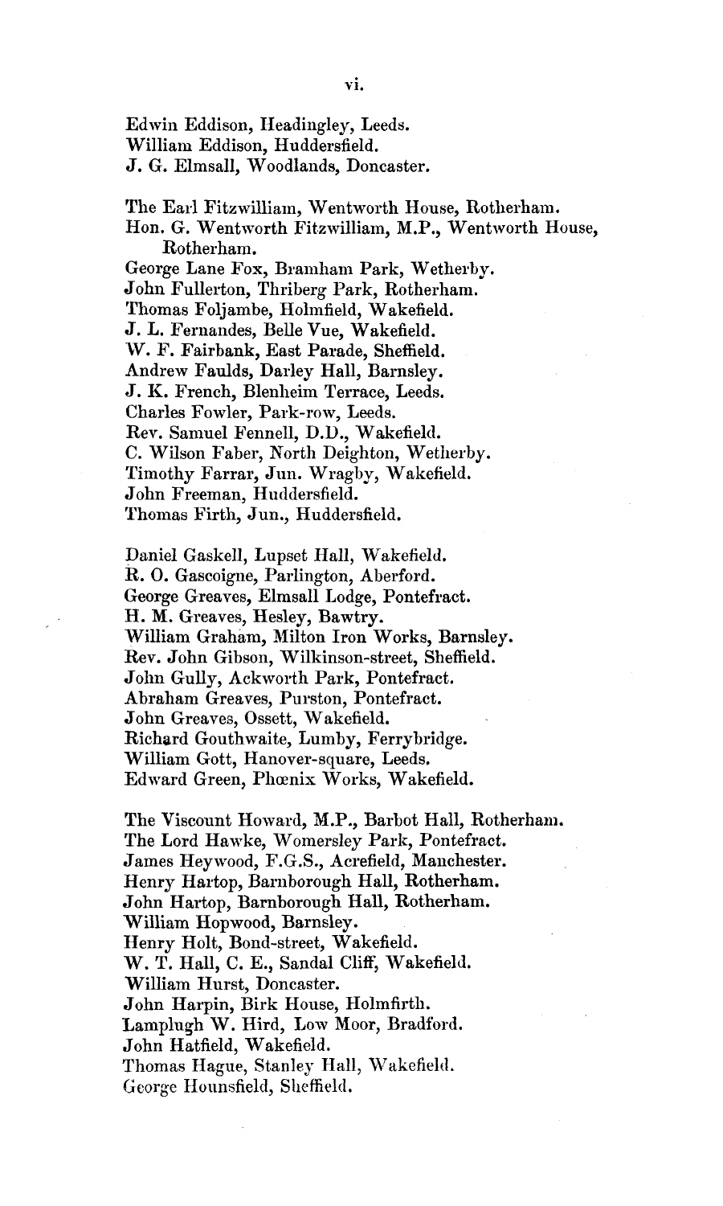Edwin Eddison, Headingley, Leeds.
William Eddison, Huddersfield.
J. G. Elmsall, Woodlands, Doncaster.

The Earl Fitzwilliam, Wentworth House, Rotherham.
Hon. G. Wentworth Fitzwilliam, M.P., Wentworth House, Rotherham.
George Lane Fox, Bramham Park, Wetherby.
John Fullerton, Thriberg Park, Rotherham.
Thomas Foljambe, Holmfield, Wakefield.
J. L. Fernandes, Belle Vue, Wakefield.
W. F. Fairbank, East Parade, Sheffield.
Andrew Faulds, Darley Hall, Barnsley.
J. K. French, Blenheim Terrace, Leeds.
Charles Fowler, Park-row, Leeds.
Rev. Samuel Fennell, D.D., Wakefield.
C. Wilson Faber, North Deighton, Wetherby.
Timothy Farrar, Jun. Wragby, Wakefield.
John Freeman, Huddersfield.
Thomas Firth, Jun., Huddersfield.

Daniel Gaskell, Lupset Hall, Wakefield.
R. O. Gascoigne, Parlington, Aberford.
George Greaves, Elmsall Lodge, Pontefract.
H. M. Greaves, Hesley, Bawtry.
William Graham, Milton Iron Works, Barnsley.
Rev. John Gibson, Wilkinson-street, Sheffield.
John Gully, Ackworth Park, Pontefract.
Abraham Greaves, Purston, Pontefract.
John Greaves, Ossett, Wakefield.
Richard Gouthwaite, Lumby, Ferrybridge.
William Gott, Hanover-square, Leeds.
Edward Green, Phœnix Works, Wakefield.

The Viscount Howard, M.P., Barbot Hall, Rotherham.
The Lord Hawke, Womersley Park, Pontefract.
James Heywood, F.G.S., Acrefield, Manchester.
Henry Hartop, Barnborough Hall, Rotherham.
John Hartop, Barnborough Hall, Rotherham.
William Hopwood, Barnsley.
Henry Holt, Bond-street, Wakefield.
W. T. Hall, C. E., Sandal Cliff, Wakefield.
William Hurst, Doncaster.
John Harpin, Birk House, Holmfirth.
Lamplugh W. Hird, Low Moor, Bradford.
John Hatfield, Wakefield.
Thomas Hague, Stanley Hall, Wakefield.
George Hounsfield, Sheffield.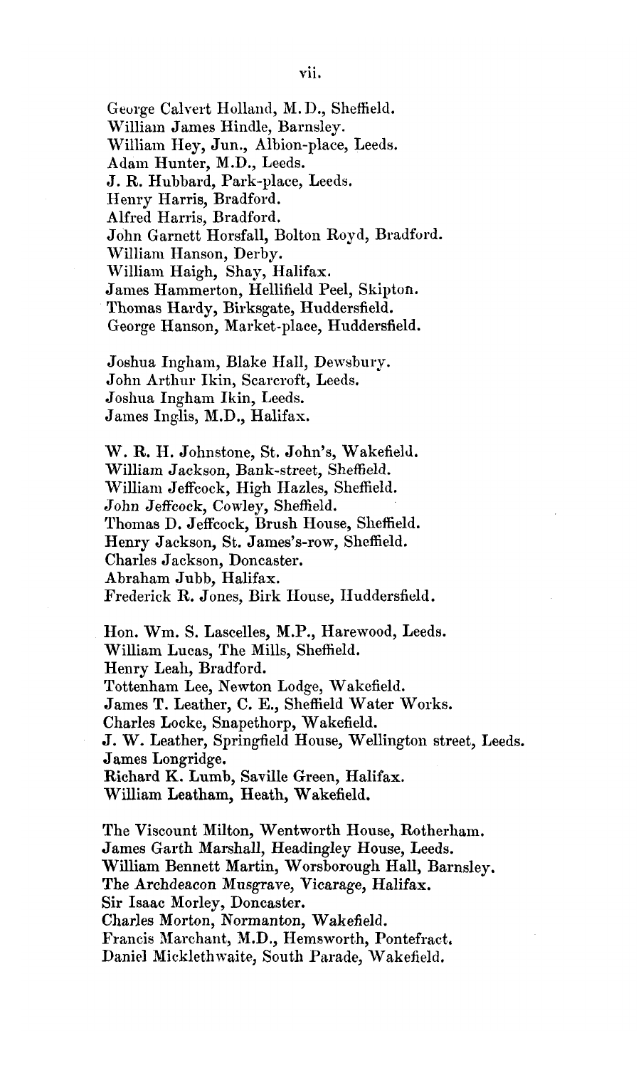George Calvert Holland, M.D., Sheffield.
William James Hindle, Barnsley.
William Hey, Jun., Albion-place, Leeds.
Adam Hunter, M.D., Leeds.
J. R. Hubbard, Park-place, Leeds.
Henry Harris, Bradford.
Alfred Harris, Bradford.
John Garnett Horsfall, Bolton Royd, Bradford.
William Hanson, Derby.
William Haigh, Shay, Halifax.
James Hammerton, Hellifield Peel, Skipton.
Thomas Hardy, Birksgate, Huddersfield.
George Hanson, Market-place, Huddersfield.

Joshua Ingham, Blake Hall, Dewsbury.
John Arthur Ikin, Scarcroft, Leeds.
Joshua Ingham Ikin, Leeds.
James Inglis, M.D., Halifax.

W. R. H. Johnstone, St. John's, Wakefield.
William Jackson, Bank-street, Sheffield.
William Jeffcock, High Hazles, Sheffield.
John Jeffcock, Cowley, Sheffield.
Thomas D. Jeffcock, Brush House, Sheffield.
Henry Jackson, St. James's-row, Sheffield.
Charles Jackson, Doncaster.
Abraham Jubb, Halifax.
Frederick R. Jones, Birk House, Huddersfield.

Hon. Wm. S. Lascelles, M.P., Harewood, Leeds.
William Lucas, The Mills, Sheffield.
Henry Leah, Bradford.
Tottenham Lee, Newton Lodge, Wakefield.
James T. Leather, C. E., Sheffield Water Works.
Charles Locke, Snapethorp, Wakefield.
J. W. Leather, Springfield House, Wellington street, Leeds.
James Longridge.
Richard K. Lumb, Saville Green, Halifax.
William Leatham, Heath, Wakefield.

The Viscount Milton, Wentworth House, Rotherham.
James Garth Marshall, Headingley House, Leeds.
William Bennett Martin, Worsborough Hall, Barnsley.
The Archdeacon Musgrave, Vicarage, Halifax.
Sir Isaac Morley, Doncaster.
Charles Morton, Normanton, Wakefield.
Francis Marchant, M.D., Hemsworth, Pontefract.
Daniel Micklethwaite, South Parade, Wakefield.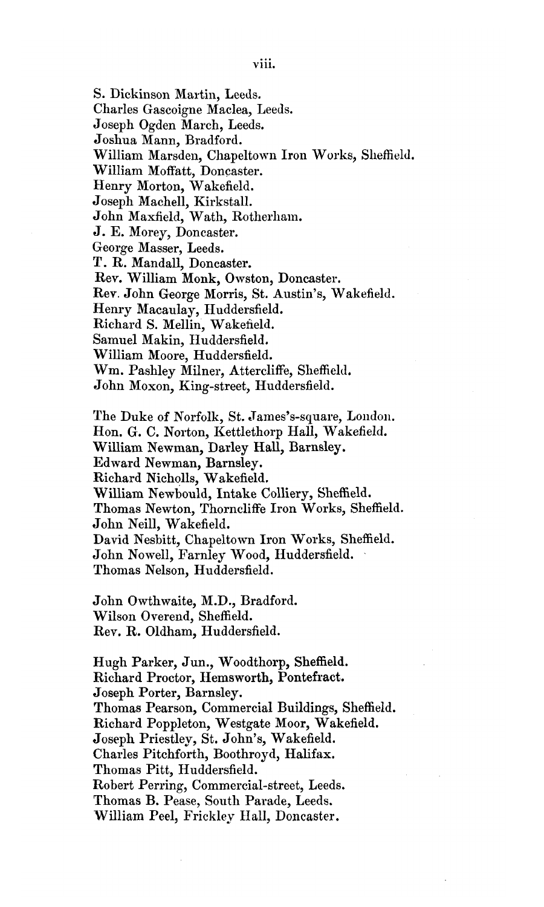S. Dickinson Martin, Leeds.
Charles Gascoigne Maclea, Leeds.
Joseph Ogden March, Leeds.
Joshua Mann, Bradford.
William Marsden, Chapeltown Iron Works, Sheffield.
William Moffatt, Doncaster.
Henry Morton, Wakefield.
Joseph Machell, Kirkstall.
John Maxfield, Wath, Rotherham.
J. E. Morey, Doncaster.
George Masser, Leeds.
T. R. Mandall, Doncaster.
Rev. William Monk, Owston, Doncaster.
Rev. John George Morris, St. Austin's, Wakefield.
Henry Macaulay, Huddersfield.
Richard S. Mellin, Wakefield.
Samuel Makin, Huddersfield.
William Moore, Huddersfield.
Wm. Pashley Milner, Attercliffe, Sheffield.
John Moxon, King-street, Huddersfield.

The Duke of Norfolk, St. James's-square, London.
Hon. G. C. Norton, Kettlethorp Hall, Wakefield.
William Newman, Darley Hall, Barnsley.
Edward Newman, Barnsley.
Richard Nicholls, Wakefield.
William Newbould, Intake Colliery, Sheffield.
Thomas Newton, Thorncliffe Iron Works, Sheffield.
John Neill, Wakefield.
David Nesbitt, Chapeltown Iron Works, Sheffield.
John Nowell, Farnley Wood, Huddersfield.
Thomas Nelson, Huddersfield.

John Owthwaite, M.D., Bradford.
Wilson Overend, Sheffield.
Rev. R. Oldham, Huddersfield.

Hugh Parker, Jun., Woodthorp, Sheffield.
Richard Proctor, Hemsworth, Pontefract.
Joseph Porter, Barnsley.
Thomas Pearson, Commercial Buildings, Sheffield.
Richard Poppleton, Westgate Moor, Wakefield.
Joseph Priestley, St. John's, Wakefield.
Charles Pitchforth, Boothroyd, Halifax.
Thomas Pitt, Huddersfield.
Robert Perring, Commercial-street, Leeds.
Thomas B. Pease, South Parade, Leeds.
William Peel, Frickley Hall, Doncaster.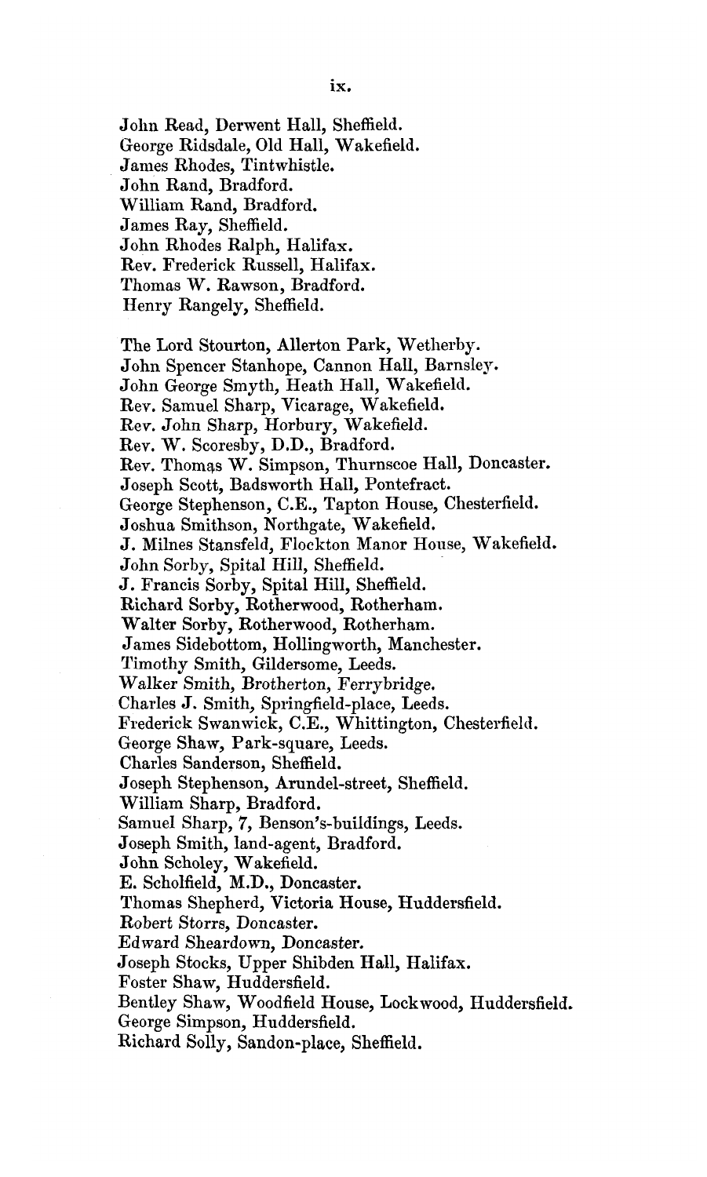John Read, Derwent Hall, Sheffield.
George Ridsdale, Old Hall, Wakefield.
James Rhodes, Tintwhistle.
John Rand, Bradford.
William Rand, Bradford.
James Ray, Sheffield.
John Rhodes Ralph, Halifax.
Rev. Frederick Russell, Halifax.
Thomas W. Rawson, Bradford.
Henry Rangely, Sheffield.

The Lord Stourton, Allerton Park, Wetherby.
John Spencer Stanhope, Cannon Hall, Barnsley.
John George Smyth, Heath Hall, Wakefield.
Rev. Samuel Sharp, Vicarage, Wakefield.
Rev. John Sharp, Horbury, Wakefield.
Rev. W. Scoresby, D.D., Bradford.
Rev. Thomas W. Simpson, Thurnscoe Hall, Doncaster.
Joseph Scott, Badsworth Hall, Pontefract.
George Stephenson, C.E., Tapton House, Chesterfield.
Joshua Smithson, Northgate, Wakefield.
J. Milnes Stansfeld, Flockton Manor House, Wakefield.
John Sorby, Spital Hill, Sheffield.
J. Francis Sorby, Spital Hill, Sheffield.
Richard Sorby, Rotherwood, Rotherham.
Walter Sorby, Rotherwood, Rotherham.
James Sidebottom, Hollingworth, Manchester.
Timothy Smith, Gildersome, Leeds.
Walker Smith, Brotherton, Ferrybridge.
Charles J. Smith, Springfield-place, Leeds.
Frederick Swanwick, C.E., Whittington, Chesterfield.
George Shaw, Park-square, Leeds.
Charles Sanderson, Sheffield.
Joseph Stephenson, Arundel-street, Sheffield.
William Sharp, Bradford.
Samuel Sharp, 7, Benson's-buildings, Leeds.
Joseph Smith, land-agent, Bradford.
John Scholey, Wakefield.
E. Scholfield, M.D., Doncaster.
Thomas Shepherd, Victoria House, Huddersfield.
Robert Storrs, Doncaster.
Edward Sheardown, Doncaster.
Joseph Stocks, Upper Shibden Hall, Halifax.
Foster Shaw, Huddersfield.
Bentley Shaw, Woodfield House, Lockwood, Huddersfield.
George Simpson, Huddersfield.
Richard Solly, Sandon-place, Sheffield.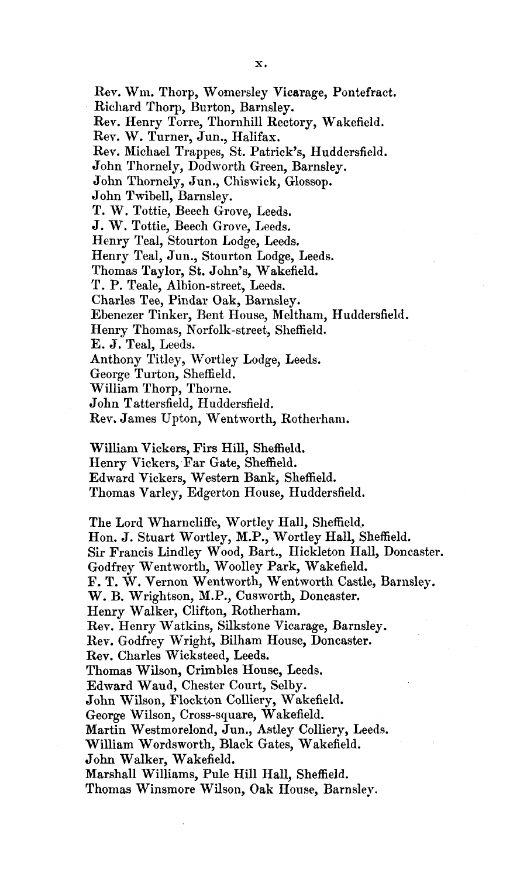Rev. Wm. Thorp, Womersley Vicarage, Pontefract.
Richard Thorp, Burton, Barnsley.
Rev. Henry Torre, Thornhill Rectory, Wakefield.
Rev. W. Turner, Jun., Halifax.
Rev. Michael Trappes, St. Patrick's, Huddersfield.
John Thornely, Dodworth Green, Barnsley.
John Thornely, Jun., Chiswick, Glossop.
John Twibell, Barnsley.
T. W. Tottie, Beech Grove, Leeds.
J. W. Tottie, Beech Grove, Leeds.
Henry Teal, Stourton Lodge, Leeds.
Henry Teal, Jun., Stourton Lodge, Leeds.
Thomas Taylor, St. John's, Wakefield.
T. P. Teale, Albion-street, Leeds.
Charles Tee, Pindar Oak, Barnsley.
Ebenezer Tinker, Bent House, Meltham, Huddersfield.
Henry Thomas, Norfolk-street, Sheffield.
E. J. Teal, Leeds.
Anthony Titley, Wortley Lodge, Leeds.
George Turton, Sheffield.
William Thorp, Thorne.
John Tattersfield, Huddersfield.
Rev. James Upton, Wentworth, Rotherham.

William Vickers, Firs Hill, Sheffield.
Henry Vickers, Far Gate, Sheffield.
Edward Vickers, Western Bank, Sheffield.
Thomas Varley, Edgerton House, Huddersfield.

The Lord Wharncliffe, Wortley Hall, Sheffield.
Hon. J. Stuart Wortley, M.P., Wortley Hall, Sheffield.
Sir Francis Lindley Wood, Bart., Hickleton Hall, Doncaster.
Godfrey Wentworth, Woolley Park, Wakefield.
F. T. W. Vernon Wentworth, Wentworth Castle, Barnsley.
W. B. Wrightson, M.P., Cusworth, Doncaster.
Henry Walker, Clifton, Rotherham.
Rev. Henry Watkins, Silkstone Vicarage, Barnsley.
Rev. Godfrey Wright, Bilham House, Doncaster.
Rev. Charles Wicksteed, Leeds.
Thomas Wilson, Crimbles House, Leeds.
Edward Waud, Chester Court, Selby.
John Wilson, Flockton Colliery, Wakefield.
George Wilson, Cross-square, Wakefield.
Martin Westmorelond, Jun., Astley Colliery, Leeds.
William Wordsworth, Black Gates, Wakefield.
John Walker, Wakefield.
Marshall Williams, Pule Hill Hall, Sheffield.
Thomas Winsmore Wilson, Oak House, Barnsley.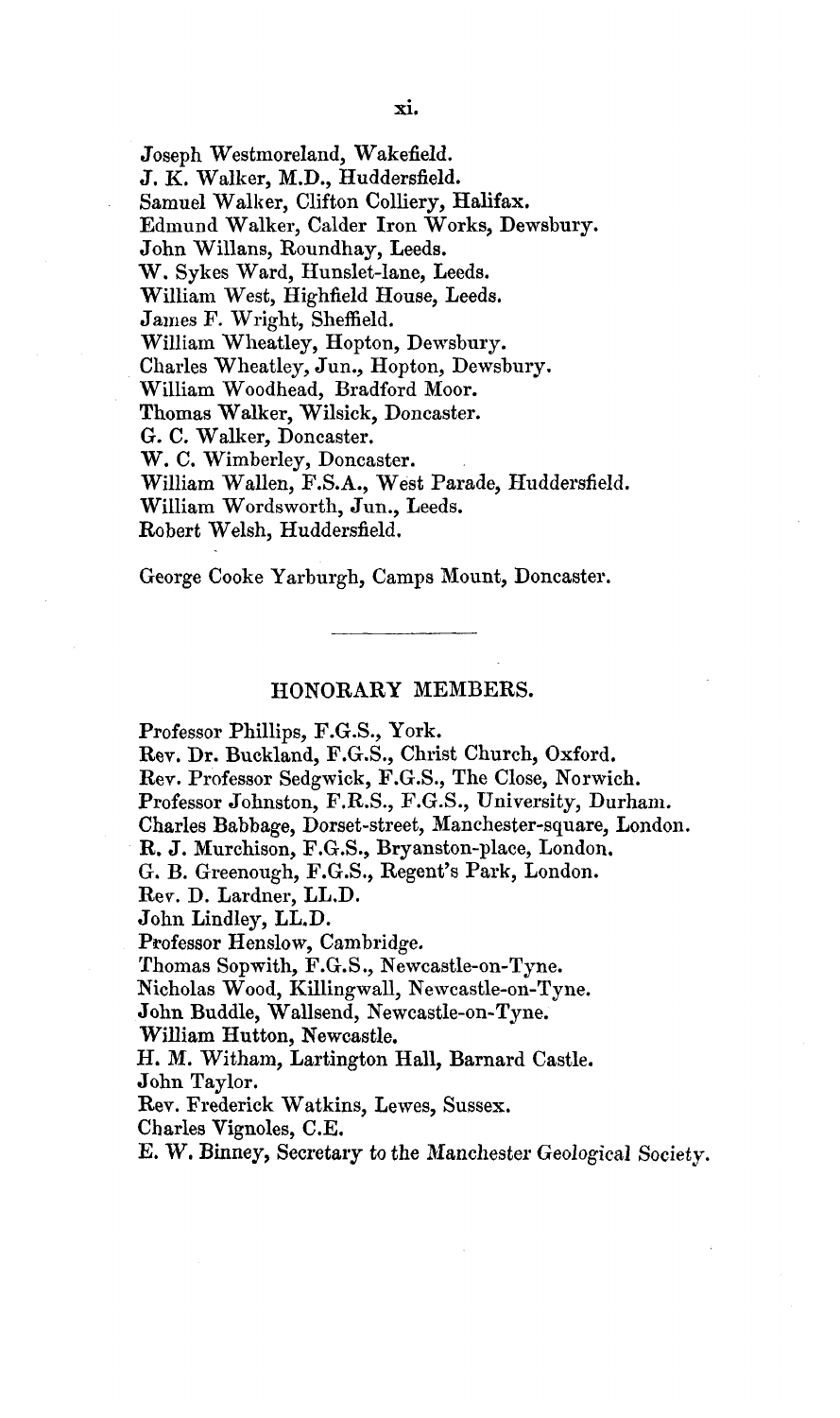Joseph Westmoreland, Wakefield.
J. K. Walker, M.D., Huddersfield.
Samuel Walker, Clifton Colliery, Halifax.
Edmund Walker, Calder Iron Works, Dewsbury.
John Willans, Roundhay, Leeds.
W. Sykes Ward, Hunslet-lane, Leeds.
William West, Highfield House, Leeds.
James F. Wright, Sheffield.
William Wheatley, Hopton, Dewsbury.
Charles Wheatley, Jun., Hopton, Dewsbury.
William Woodhead, Bradford Moor.
Thomas Walker, Wilsick, Doncaster.
G. C. Walker, Doncaster.
W. C. Wimberley, Doncaster.
William Wallen, F.S.A., West Parade, Huddersfield.
William Wordsworth, Jun., Leeds.
Robert Welsh, Huddersfield.

George Cooke Yarburgh, Camps Mount, Doncaster.

---

## HONORARY MEMBERS.

Professor Phillips, F.G.S., York.
Rev. Dr. Buckland, F.G.S., Christ Church, Oxford.
Rev. Professor Sedgwick, F.G.S., The Close, Norwich.
Professor Johnston, F.R.S., F.G.S., University, Durham.
Charles Babbage, Dorset-street, Manchester-square, London.
R. J. Murchison, F.G.S., Bryanston-place, London.
G. B. Greenough, F.G.S., Regent's Park, London.
Rev. D. Lardner, LL.D.
John Lindley, LL.D.
Professor Henslow, Cambridge.
Thomas Sopwith, F.G.S., Newcastle-on-Tyne.
Nicholas Wood, Killingwall, Newcastle-on-Tyne.
John Buddle, Wallsend, Newcastle-on-Tyne.
William Hutton, Newcastle.
H. M. Witham, Lartington Hall, Barnard Castle.
John Taylor.
Rev. Frederick Watkins, Lewes, Sussex.
Charles Vignoles, C.E.
E. W. Binney, Secretary to the Manchester Geological Society.